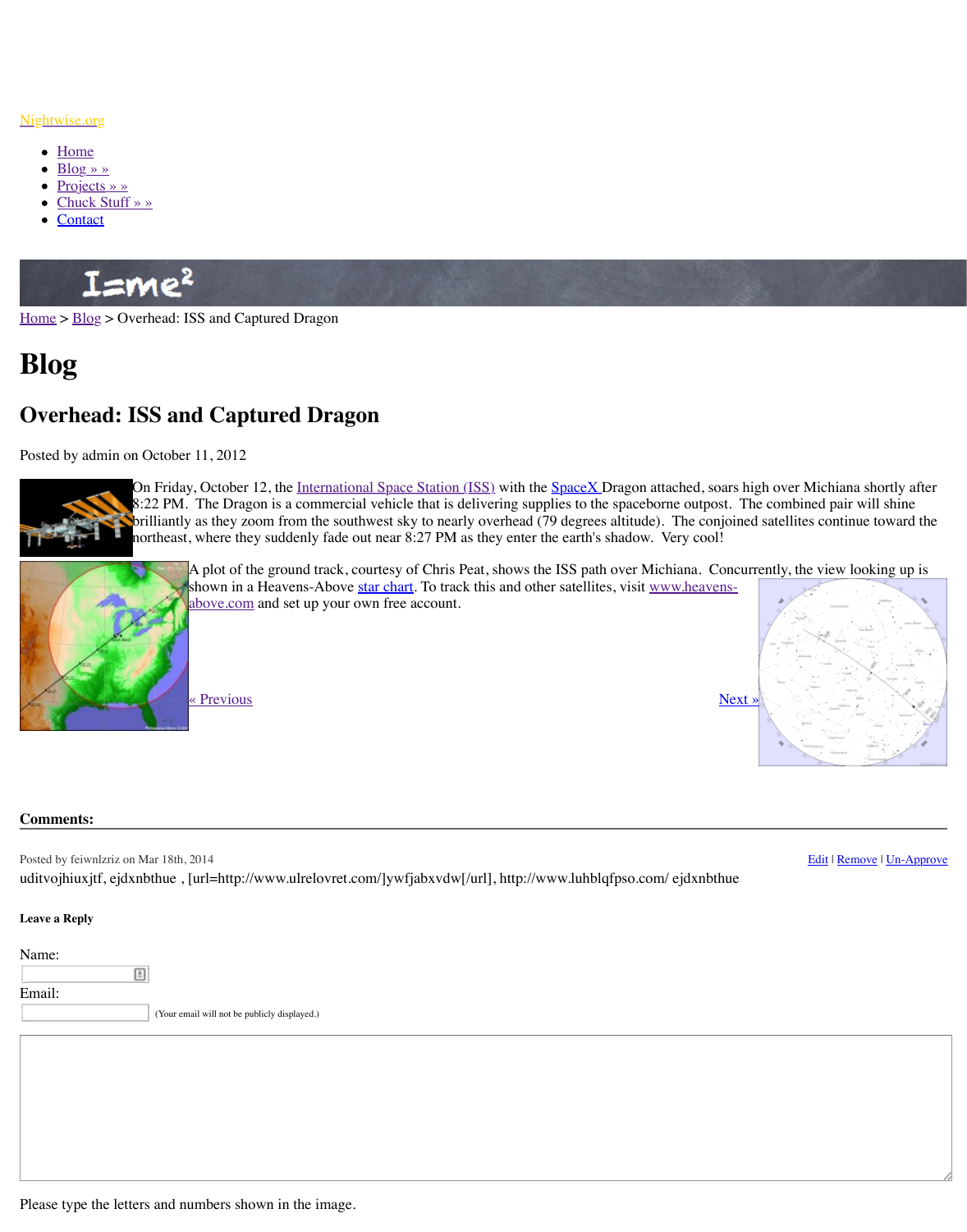Nightwise.org

- Home
- Blog » »
- Projects » »
- Chuck Stuff » »
- Contact

Home > Blog > Overhead: ISS and Captured Dragon

# Blog

## Overhead: ISS and Captured Dragon

Posted by admin on October 11, 2012

On Friday, October 12, the International Space Station (ISS) with the SpaceX Dragon attached, soars high over Michiana shortly after 8:22 PM. The Dragon is a commercial vehicle that is delivering supplies to the spaceborne outpost. The combined pair will shine brilliantly as they zoom from the southwest sky to nearly overhead (79 degrees altitude). The conjoined satellites continue toward the northeast, where they suddenly fade out near 8:27 PM as they enter the earth's shadow. Very cool!

A plot of the ground track, courtesy of Chris Peat, shows the ISS path over Michiana. Concurrently, the view looking up is shown in a Heavens-Above star chart. To track this and other satellites, visit www.heavens-above.com and set up your own free account.

« Previous

Next »

**Comments:**

Posted by feiwnlzriz on Mar 18th, 2014

Edit | Remove | Un-Approve

uditvojhiuxjtf, ejdxnbthue , [url=http://www.ulrelovret.com/]ywfjabxvdw[/url], http://www.luhblqfpso.com/ ejdxnbthue

**Leave a Reply**

Name:

Email:

(Your email will not be publicly displayed.)

Please type the letters and numbers shown in the image.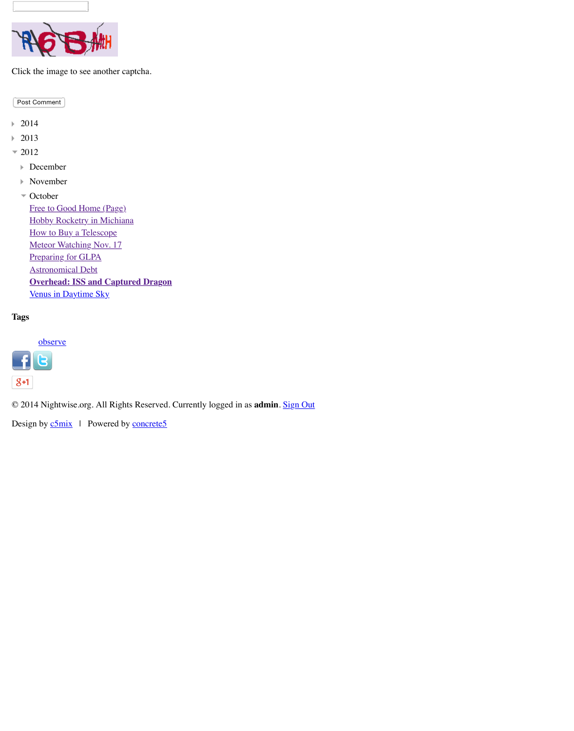Click the image to see another captcha.

Post Comment

- 2014
- 2013
- 2012
  - December
  - November
  - October
    - Free to Good Home (Page)
    - Hobby Rocketry in Michiana
    - How to Buy a Telescope
    - Meteor Watching Nov. 17
    - Preparing for GLPA
    - Astronomical Debt
    - **Overhead: ISS and Captured Dragon**
    - Venus in Daytime Sky

**Tags**

observe

© 2014 Nightwise.org. All Rights Reserved. Currently logged in as **admin**. Sign Out

Design by c5mix | Powered by concrete5